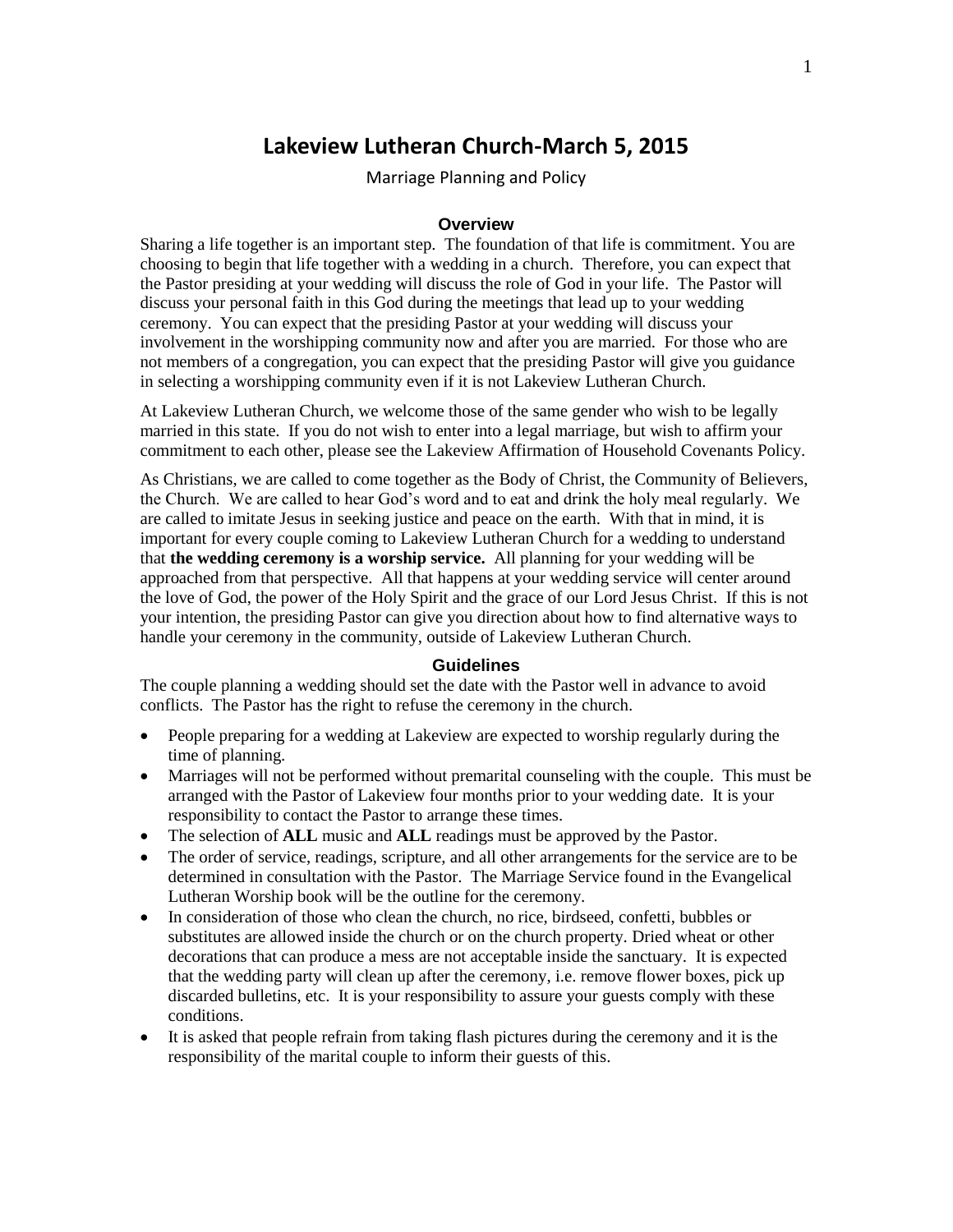# Lakeview Lutheran Church-March 5, 2015

Marriage Planning and Policy

## Overview

Sharing a life together is an important step. The foundation of that life is commitment. You are choosing to begin that life together with a wedding in a church. Therefore, you can expect that the Pastor presiding at your wedding will discuss the role of God in your life. The Pastor will discuss your personal faith in this God during the meetings that lead up to your wedding ceremony. You can expect that the presiding Pastor at your wedding will discuss your involvement in the worshipping community now and after you are married. For those who are not members of a congregation, you can expect that the presiding Pastor will give you guidance in selecting a worshipping community even if it is not Lakeview Lutheran Church.

At Lakeview Lutheran Church, we welcome those of the same gender who wish to be legally married in this state. If you do not wish to enter into a legal marriage, but wish to affirm your commitment to each other, please see the Lakeview Affirmation of Household Covenants Policy.

As Christians, we are called to come together as the Body of Christ, the Community of Believers, the Church. We are called to hear God's word and to eat and drink the holy meal regularly. We are called to imitate Jesus in seeking justice and peace on the earth. With that in mind, it is important for every couple coming to Lakeview Lutheran Church for a wedding to understand that **the wedding ceremony is a worship service.** All planning for your wedding will be approached from that perspective. All that happens at your wedding service will center around the love of God, the power of the Holy Spirit and the grace of our Lord Jesus Christ. If this is not your intention, the presiding Pastor can give you direction about how to find alternative ways to handle your ceremony in the community, outside of Lakeview Lutheran Church.

## Guidelines

The couple planning a wedding should set the date with the Pastor well in advance to avoid conflicts. The Pastor has the right to refuse the ceremony in the church.

- People preparing for a wedding at Lakeview are expected to worship regularly during the time of planning.
- Marriages will not be performed without premarital counseling with the couple. This must be arranged with the Pastor of Lakeview four months prior to your wedding date. It is your responsibility to contact the Pastor to arrange these times.
- The selection of **ALL** music and **ALL** readings must be approved by the Pastor.
- The order of service, readings, scripture, and all other arrangements for the service are to be determined in consultation with the Pastor. The Marriage Service found in the Evangelical Lutheran Worship book will be the outline for the ceremony.
- In consideration of those who clean the church, no rice, birdseed, confetti, bubbles or substitutes are allowed inside the church or on the church property. Dried wheat or other decorations that can produce a mess are not acceptable inside the sanctuary. It is expected that the wedding party will clean up after the ceremony, i.e. remove flower boxes, pick up discarded bulletins, etc. It is your responsibility to assure your guests comply with these conditions.
- It is asked that people refrain from taking flash pictures during the ceremony and it is the responsibility of the marital couple to inform their guests of this.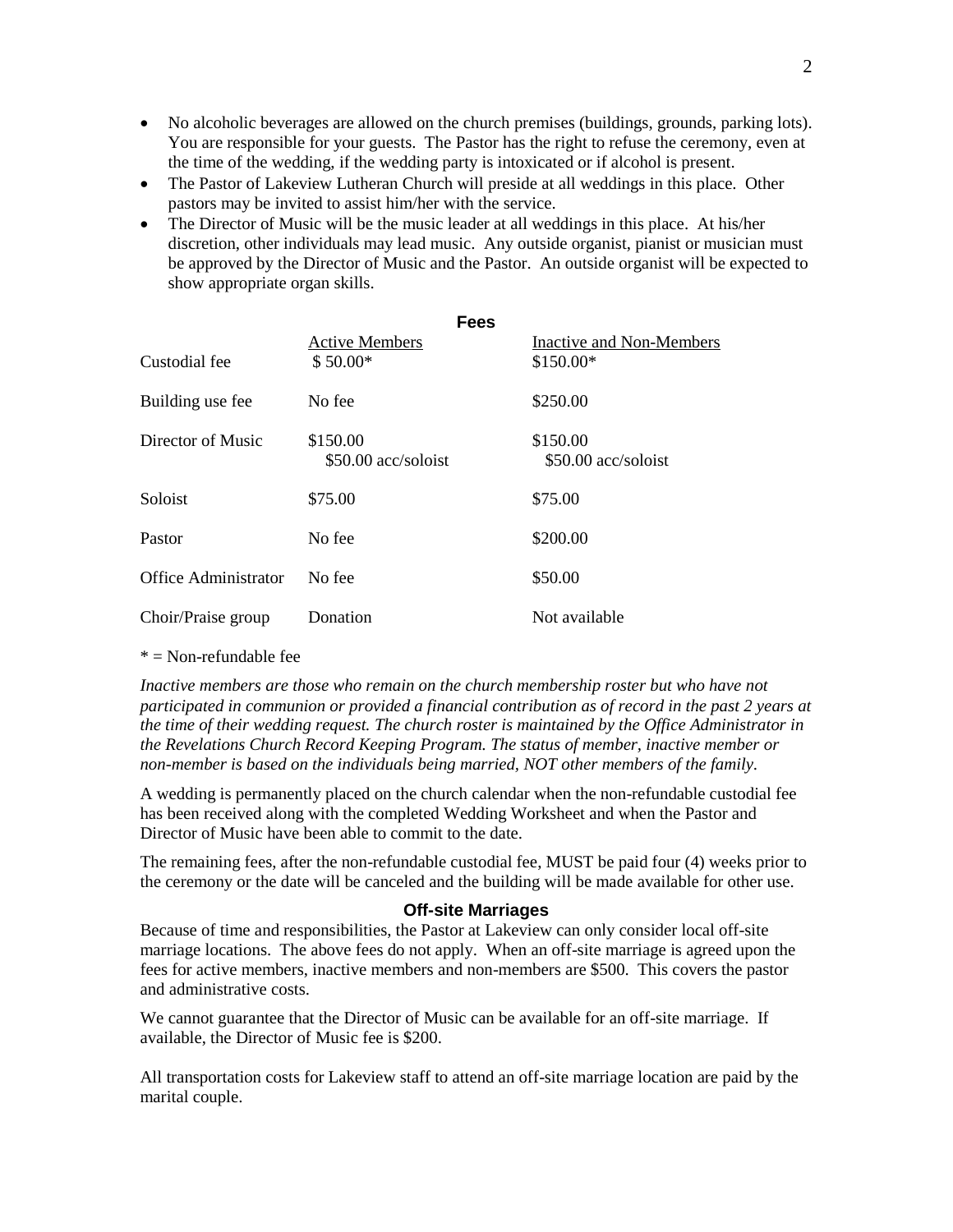- No alcoholic beverages are allowed on the church premises (buildings, grounds, parking lots). You are responsible for your guests. The Pastor has the right to refuse the ceremony, even at the time of the wedding, if the wedding party is intoxicated or if alcohol is present.
- The Pastor of Lakeview Lutheran Church will preside at all weddings in this place. Other pastors may be invited to assist him/her with the service.
- The Director of Music will be the music leader at all weddings in this place. At his/her discretion, other individuals may lead music. Any outside organist, pianist or musician must be approved by the Director of Music and the Pastor. An outside organist will be expected to show appropriate organ skills.

## Fees

| | Active Members | Inactive and Non-Members |
|---|---|---|
| Custodial fee | $ 50.00* | $150.00* |
| Building use fee | No fee | $250.00 |
| Director of Music | $150.00<br>$50.00 acc/soloist | $150.00<br>$50.00 acc/soloist |
| Soloist | $75.00 | $75.00 |
| Pastor | No fee | $200.00 |
| Office Administrator | No fee | $50.00 |
| Choir/Praise group | Donation | Not available |

* = Non-refundable fee

*Inactive members are those who remain on the church membership roster but who have not participated in communion or provided a financial contribution as of record in the past 2 years at the time of their wedding request. The church roster is maintained by the Office Administrator in the Revelations Church Record Keeping Program. The status of member, inactive member or non-member is based on the individuals being married, NOT other members of the family.*

A wedding is permanently placed on the church calendar when the non-refundable custodial fee has been received along with the completed Wedding Worksheet and when the Pastor and Director of Music have been able to commit to the date.

The remaining fees, after the non-refundable custodial fee, MUST be paid four (4) weeks prior to the ceremony or the date will be canceled and the building will be made available for other use.

## Off-site Marriages

Because of time and responsibilities, the Pastor at Lakeview can only consider local off-site marriage locations. The above fees do not apply. When an off-site marriage is agreed upon the fees for active members, inactive members and non-members are $500. This covers the pastor and administrative costs.

We cannot guarantee that the Director of Music can be available for an off-site marriage. If available, the Director of Music fee is $200.

All transportation costs for Lakeview staff to attend an off-site marriage location are paid by the marital couple.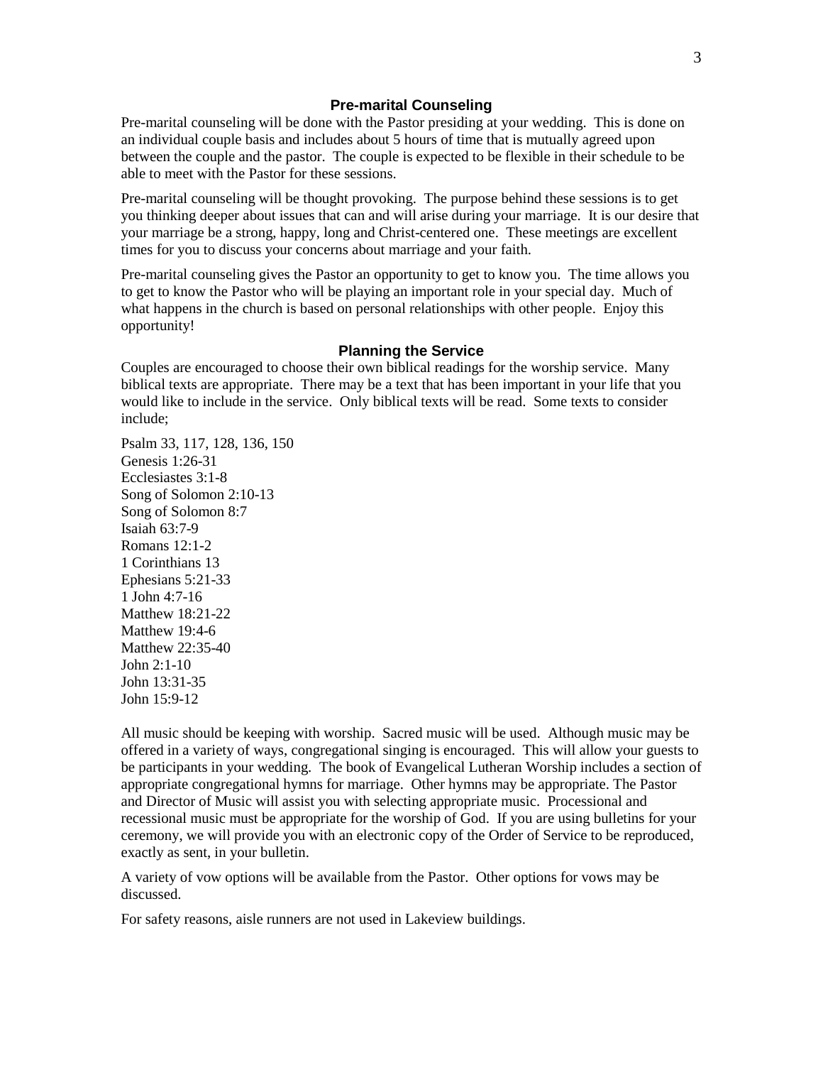## Pre-marital Counseling

Pre-marital counseling will be done with the Pastor presiding at your wedding. This is done on an individual couple basis and includes about 5 hours of time that is mutually agreed upon between the couple and the pastor. The couple is expected to be flexible in their schedule to be able to meet with the Pastor for these sessions.

Pre-marital counseling will be thought provoking. The purpose behind these sessions is to get you thinking deeper about issues that can and will arise during your marriage. It is our desire that your marriage be a strong, happy, long and Christ-centered one. These meetings are excellent times for you to discuss your concerns about marriage and your faith.

Pre-marital counseling gives the Pastor an opportunity to get to know you. The time allows you to get to know the Pastor who will be playing an important role in your special day. Much of what happens in the church is based on personal relationships with other people. Enjoy this opportunity!

## Planning the Service

Couples are encouraged to choose their own biblical readings for the worship service. Many biblical texts are appropriate. There may be a text that has been important in your life that you would like to include in the service. Only biblical texts will be read. Some texts to consider include;

Psalm 33, 117, 128, 136, 150
Genesis 1:26-31
Ecclesiastes 3:1-8
Song of Solomon 2:10-13
Song of Solomon 8:7
Isaiah 63:7-9
Romans 12:1-2
1 Corinthians 13
Ephesians 5:21-33
1 John 4:7-16
Matthew 18:21-22
Matthew 19:4-6
Matthew 22:35-40
John 2:1-10
John 13:31-35
John 15:9-12

All music should be keeping with worship. Sacred music will be used. Although music may be offered in a variety of ways, congregational singing is encouraged. This will allow your guests to be participants in your wedding. The book of Evangelical Lutheran Worship includes a section of appropriate congregational hymns for marriage. Other hymns may be appropriate. The Pastor and Director of Music will assist you with selecting appropriate music. Processional and recessional music must be appropriate for the worship of God. If you are using bulletins for your ceremony, we will provide you with an electronic copy of the Order of Service to be reproduced, exactly as sent, in your bulletin.

A variety of vow options will be available from the Pastor. Other options for vows may be discussed.

For safety reasons, aisle runners are not used in Lakeview buildings.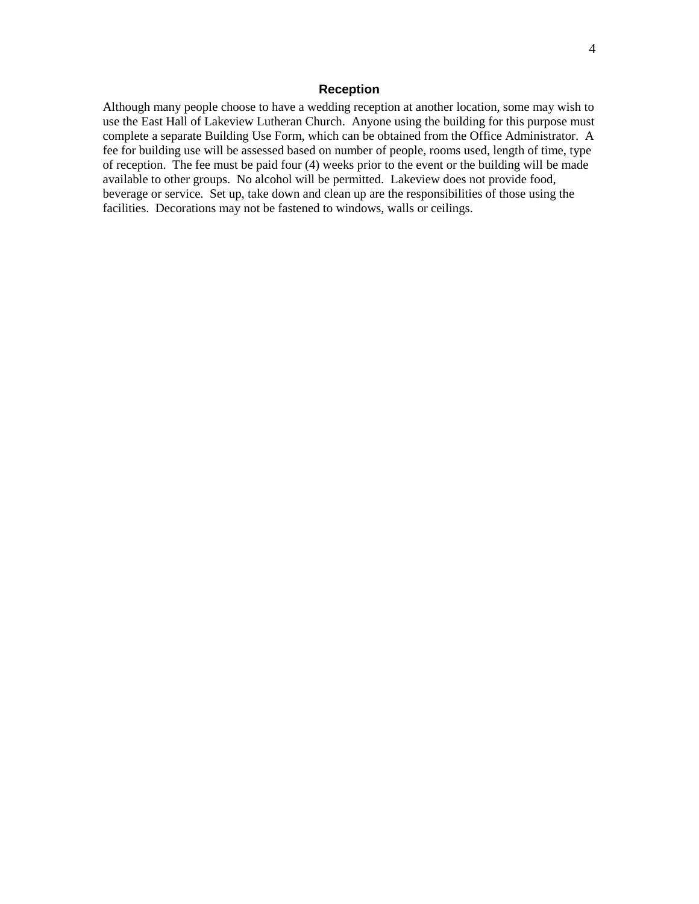## Reception

Although many people choose to have a wedding reception at another location, some may wish to use the East Hall of Lakeview Lutheran Church. Anyone using the building for this purpose must complete a separate Building Use Form, which can be obtained from the Office Administrator. A fee for building use will be assessed based on number of people, rooms used, length of time, type of reception. The fee must be paid four (4) weeks prior to the event or the building will be made available to other groups. No alcohol will be permitted. Lakeview does not provide food, beverage or service. Set up, take down and clean up are the responsibilities of those using the facilities. Decorations may not be fastened to windows, walls or ceilings.